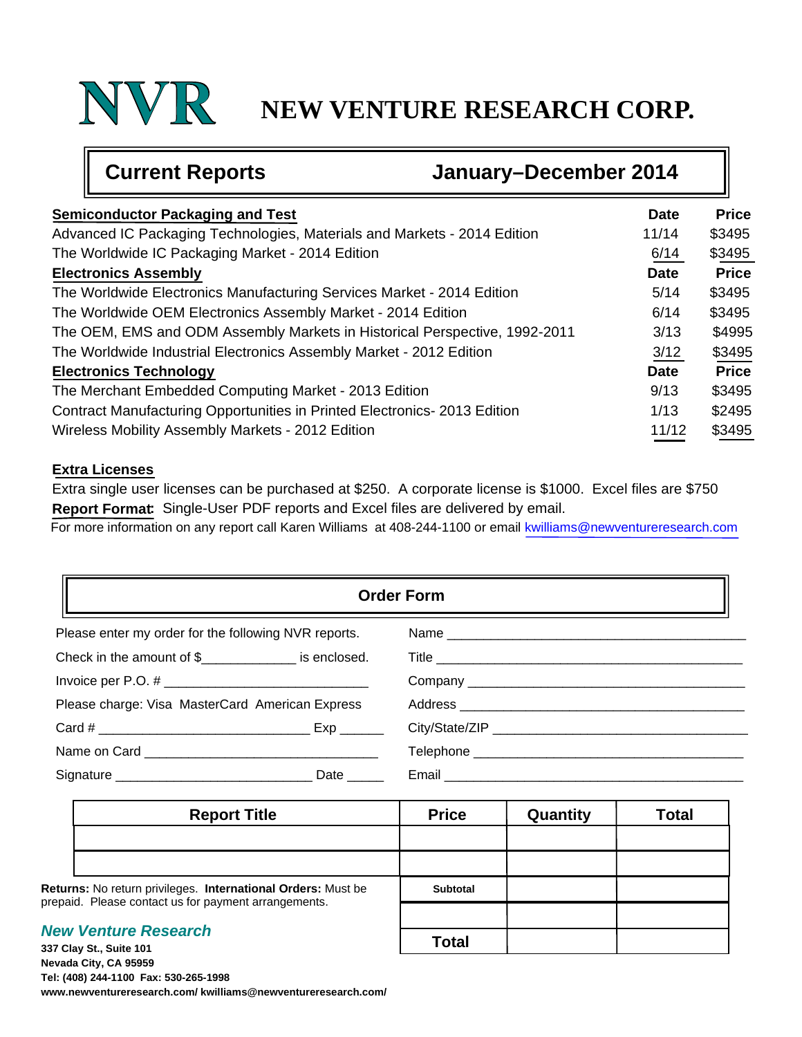# NVR NEW VENTURE RESEARCH CORP.

## Current Reports — January–December 2014

| Semiconductor Packaging and Test | Date | Price |
|---|---|---|
| Advanced IC Packaging Technologies, Materials and Markets - 2014 Edition | 11/14 | $3495 |
| The Worldwide IC Packaging Market - 2014 Edition | 6/14 | $3495 |
| **Electronics Assembly** | **Date** | **Price** |
| The Worldwide Electronics Manufacturing Services Market - 2014 Edition | 5/14 | $3495 |
| The Worldwide OEM Electronics Assembly Market - 2014 Edition | 6/14 | $3495 |
| The OEM, EMS and ODM Assembly Markets in Historical Perspective, 1992-2011 | 3/13 | $4995 |
| The Worldwide Industrial Electronics Assembly Market - 2012 Edition | 3/12 | $3495 |
| **Electronics Technology** | **Date** | **Price** |
| The Merchant Embedded Computing Market - 2013 Edition | 9/13 | $3495 |
| Contract Manufacturing Opportunities in Printed Electronics- 2013 Edition | 1/13 | $2495 |
| Wireless Mobility Assembly Markets - 2012 Edition | 11/12 | $3495 |

**Extra Licenses**

Extra single user licenses can be purchased at $250. A corporate license is $1000. Excel files are $750

**Report Format:** Single-User PDF reports and Excel files are delivered by email.

For more information on any report call Karen Williams at 408-244-1100 or email kwilliams@newventureresearch.com

## Order Form

Please enter my order for the following NVR reports.

Check in the amount of $_____________ is enclosed.

Invoice per P.O. # ____________________________

Please charge: Visa MasterCard American Express

Card # _____________________________ Exp ______

Name on Card _________________________________

Signature __________________________ Date _____

Name ____________________________________________

Title ____________________________________________

Company _________________________________________

Address __________________________________________

City/State/ZIP _____________________________________

Telephone _________________________________________

Email ____________________________________________

| Report Title | Price | Quantity | Total |
|---|---|---|---|
| | | | |
| | | | |
| | Subtotal | | |
| | | | |
| | Total | | |

**Returns:** No return privileges. **International Orders:** Must be prepaid. Please contact us for payment arrangements.

***New Venture Research***

**337 Clay St., Suite 101**
**Nevada City, CA 95959**
**Tel: (408) 244-1100 Fax: 530-265-1998**
**www.newventureresearch.com/ kwilliams@newventureresearch.com/**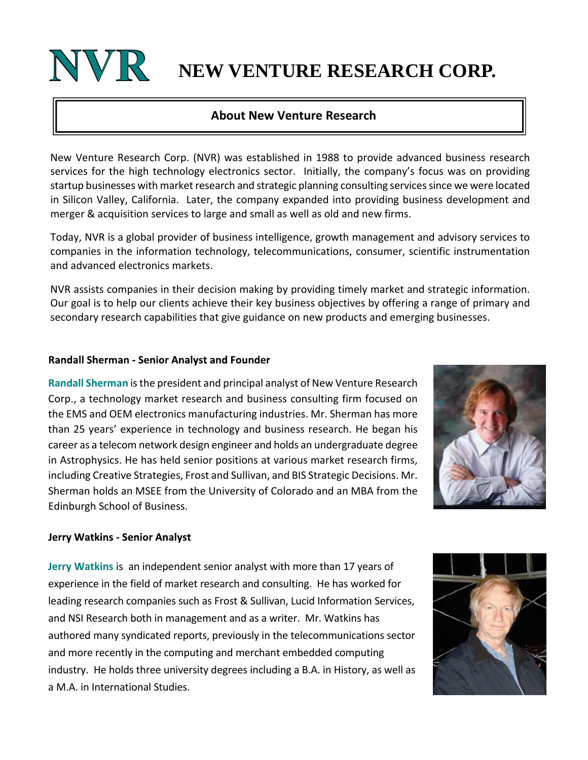# NVR NEW VENTURE RESEARCH CORP.

## About New Venture Research

New Venture Research Corp. (NVR) was established in 1988 to provide advanced business research services for the high technology electronics sector. Initially, the company's focus was on providing startup businesses with market research and strategic planning consulting services since we were located in Silicon Valley, California. Later, the company expanded into providing business development and merger & acquisition services to large and small as well as old and new firms.

Today, NVR is a global provider of business intelligence, growth management and advisory services to companies in the information technology, telecommunications, consumer, scientific instrumentation and advanced electronics markets.

NVR assists companies in their decision making by providing timely market and strategic information. Our goal is to help our clients achieve their key business objectives by offering a range of primary and secondary research capabilities that give guidance on new products and emerging businesses.

### Randall Sherman - Senior Analyst and Founder

**Randall Sherman** is the president and principal analyst of New Venture Research Corp., a technology market research and business consulting firm focused on the EMS and OEM electronics manufacturing industries. Mr. Sherman has more than 25 years' experience in technology and business research. He began his career as a telecom network design engineer and holds an undergraduate degree in Astrophysics. He has held senior positions at various market research firms, including Creative Strategies, Frost and Sullivan, and BIS Strategic Decisions. Mr. Sherman holds an MSEE from the University of Colorado and an MBA from the Edinburgh School of Business.

### Jerry Watkins - Senior Analyst

**Jerry Watkins** is an independent senior analyst with more than 17 years of experience in the field of market research and consulting. He has worked for leading research companies such as Frost & Sullivan, Lucid Information Services, and NSI Research both in management and as a writer. Mr. Watkins has authored many syndicated reports, previously in the telecommunications sector and more recently in the computing and merchant embedded computing industry. He holds three university degrees including a B.A. in History, as well as a M.A. in International Studies.